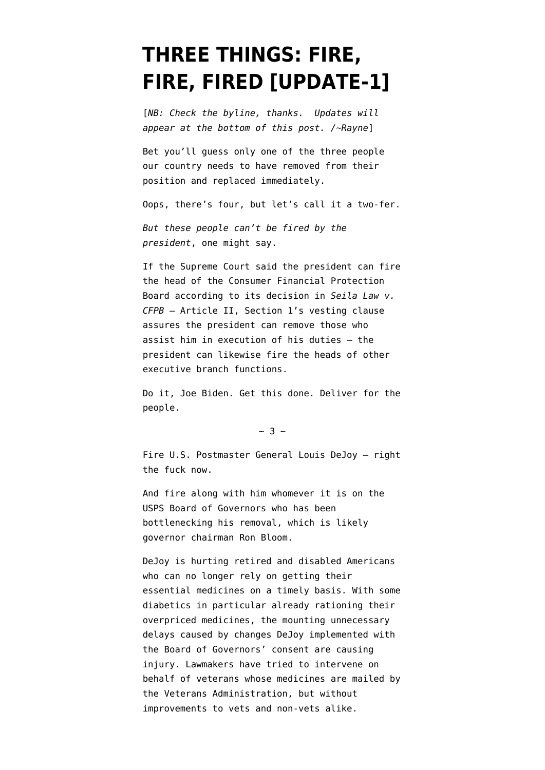# THREE THINGS: FIRE, FIRE, FIRED [UPDATE-1]

[*NB: Check the byline, thanks. Updates will appear at the bottom of this post. /~Rayne*]

Bet you'll guess only one of the three people our country needs to have removed from their position and replaced immediately.

Oops, there's four, but let's call it a two-fer.

*But these people can't be fired by the president*, one might say.

If the Supreme Court said the president can fire the head of the Consumer Financial Protection Board according to its decision in *Seila Law v. CFPB* — Article II, Section 1's vesting clause assures the president can remove those who assist him in execution of his duties — the president can likewise fire the heads of other executive branch functions.

Do it, Joe Biden. Get this done. Deliver for the people.

~ 3 ~

Fire U.S. Postmaster General Louis DeJoy — right the fuck now.

And fire along with him whomever it is on the USPS Board of Governors who has been bottlenecking his removal, which is likely governor chairman Ron Bloom.

DeJoy is hurting retired and disabled Americans who can no longer rely on getting their essential medicines on a timely basis. With some diabetics in particular already rationing their overpriced medicines, the mounting unnecessary delays caused by changes DeJoy implemented with the Board of Governors' consent are causing injury. Lawmakers have tried to intervene on behalf of veterans whose medicines are mailed by the Veterans Administration, but without improvements to vets and non-vets alike.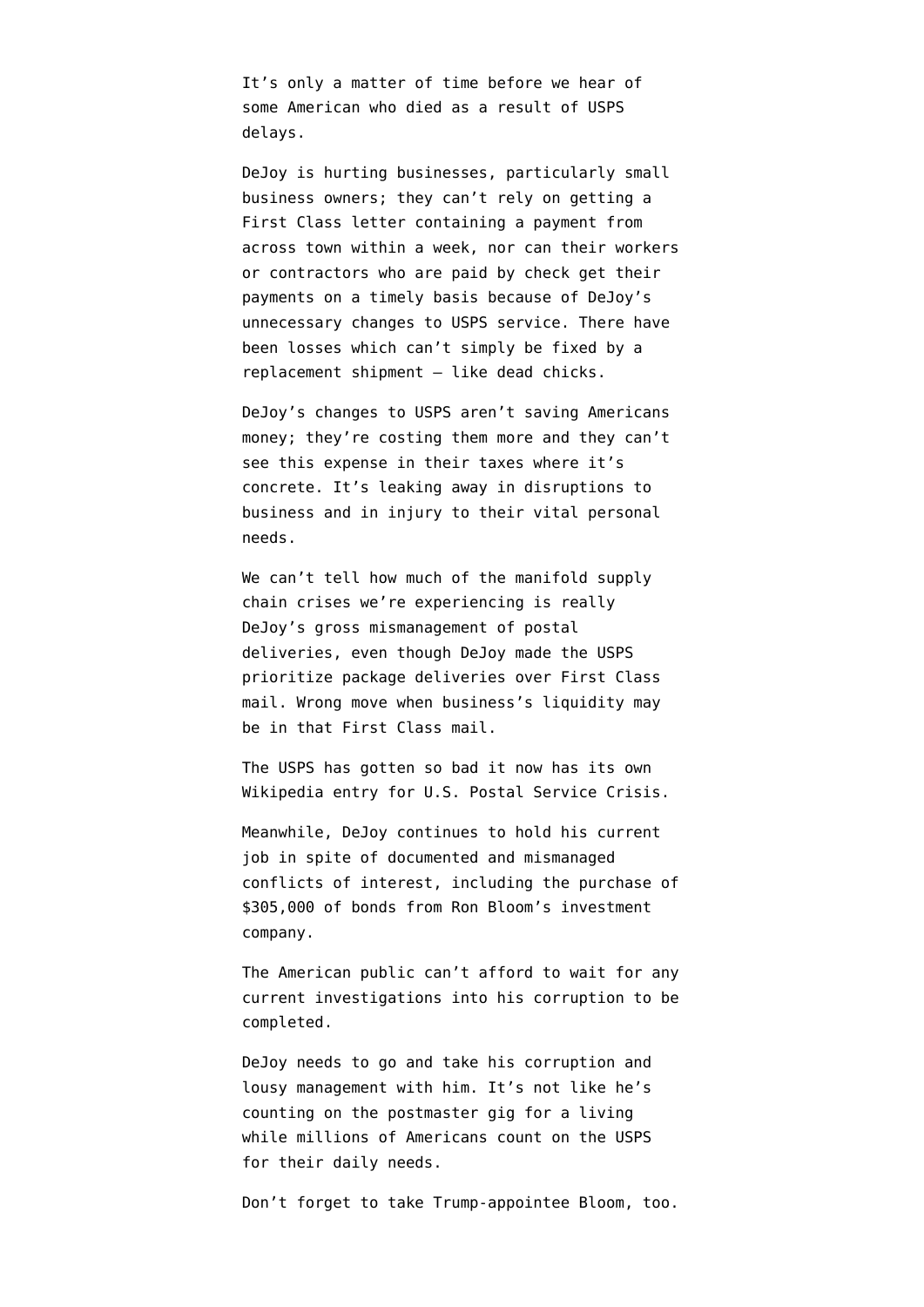It’s only a matter of time before we hear of some American who died as a result of USPS delays.

DeJoy is hurting businesses, particularly small business owners; they can’t rely on getting a First Class letter containing a payment from across town within a week, nor can their workers or contractors who are paid by check get their payments on a timely basis because of DeJoy’s unnecessary changes to USPS service. There have been losses which can’t simply be fixed by a replacement shipment — like dead chicks.

DeJoy’s changes to USPS aren’t saving Americans money; they’re costing them more and they can’t see this expense in their taxes where it’s concrete. It’s leaking away in disruptions to business and in injury to their vital personal needs.

We can’t tell how much of the manifold supply chain crises we’re experiencing is really DeJoy’s gross mismanagement of postal deliveries, even though DeJoy made the USPS prioritize package deliveries over First Class mail. Wrong move when business’s liquidity may be in that First Class mail.

The USPS has gotten so bad it now has its own Wikipedia entry for U.S. Postal Service Crisis.

Meanwhile, DeJoy continues to hold his current job in spite of documented and mismanaged conflicts of interest, including the purchase of $305,000 of bonds from Ron Bloom’s investment company.

The American public can’t afford to wait for any current investigations into his corruption to be completed.

DeJoy needs to go and take his corruption and lousy management with him. It’s not like he’s counting on the postmaster gig for a living while millions of Americans count on the USPS for their daily needs.

Don’t forget to take Trump-appointee Bloom, too.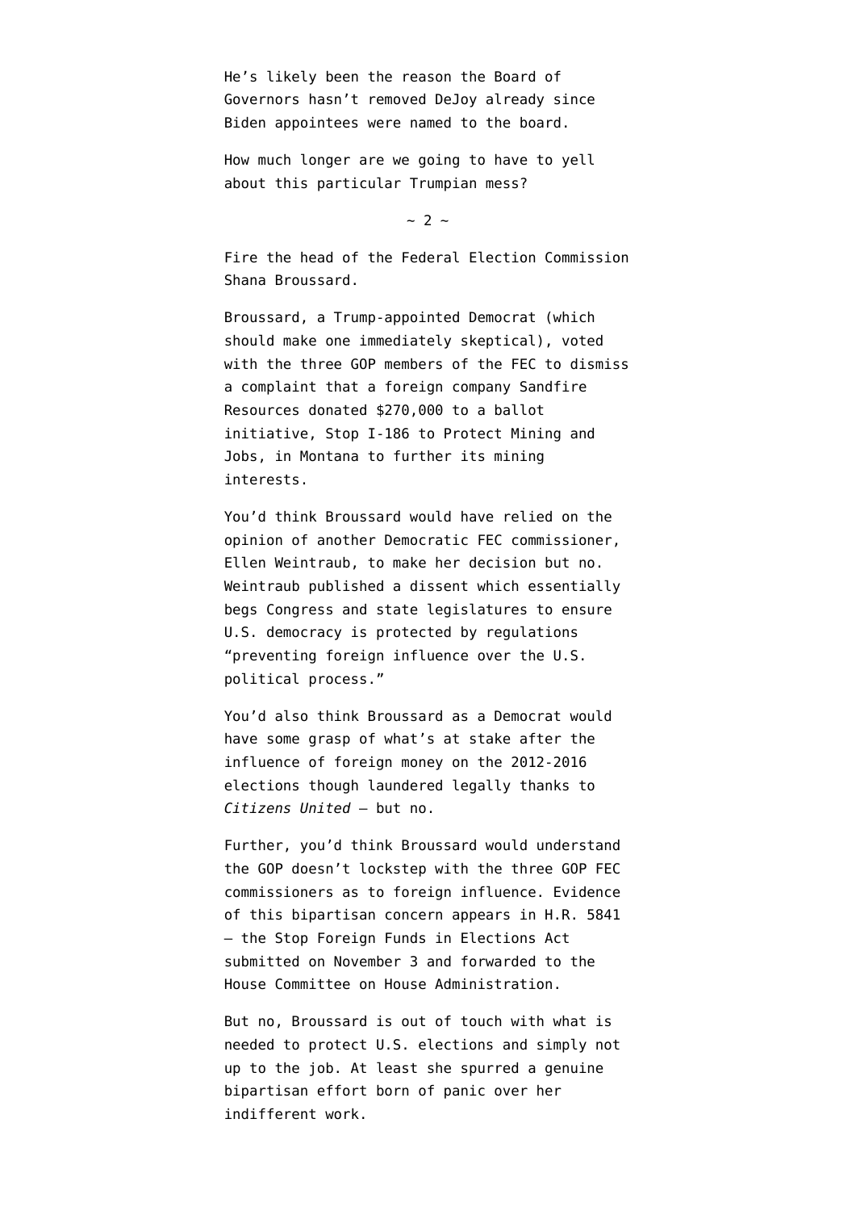He’s likely been the reason the Board of Governors hasn’t removed DeJoy already since Biden appointees were named to the board.

How much longer are we going to have to yell about this particular Trumpian mess?

~ 2 ~

Fire the head of the Federal Election Commission Shana Broussard.

Broussard, a Trump-appointed Democrat (which should make one immediately skeptical), voted with the three GOP members of the FEC to dismiss a complaint that a foreign company Sandfire Resources donated $270,000 to a ballot initiative, Stop I-186 to Protect Mining and Jobs, in Montana to further its mining interests.

You’d think Broussard would have relied on the opinion of another Democratic FEC commissioner, Ellen Weintraub, to make her decision but no. Weintraub published a dissent which essentially begs Congress and state legislatures to ensure U.S. democracy is protected by regulations “preventing foreign influence over the U.S. political process.”

You’d also think Broussard as a Democrat would have some grasp of what’s at stake after the influence of foreign money on the 2012-2016 elections though laundered legally thanks to *Citizens United* — but no.

Further, you’d think Broussard would understand the GOP doesn’t lockstep with the three GOP FEC commissioners as to foreign influence. Evidence of this bipartisan concern appears in H.R. 5841 — the Stop Foreign Funds in Elections Act submitted on November 3 and forwarded to the House Committee on House Administration.

But no, Broussard is out of touch with what is needed to protect U.S. elections and simply not up to the job. At least she spurred a genuine bipartisan effort born of panic over her indifferent work.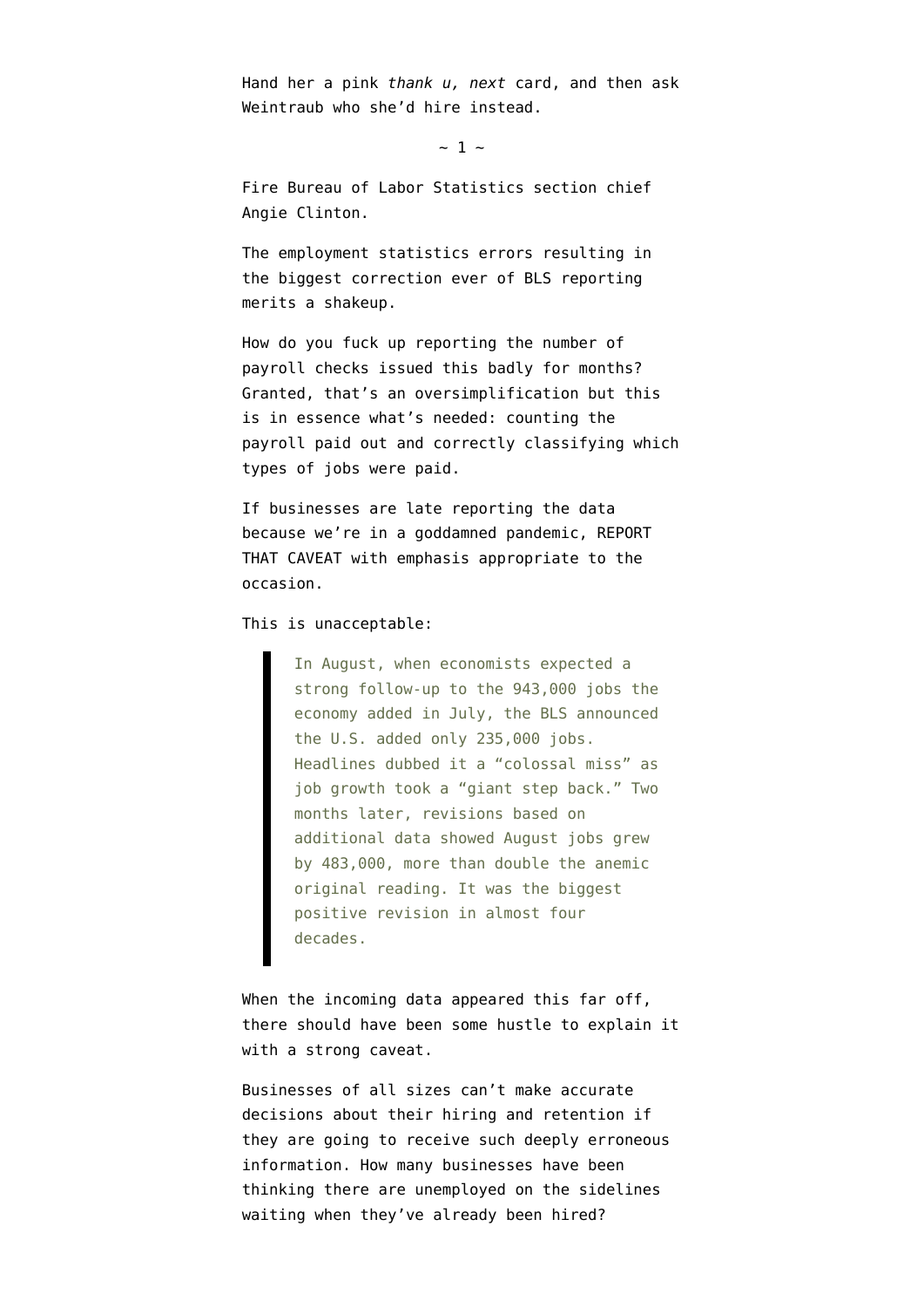Hand her a pink *thank u, next* card, and then ask Weintraub who she'd hire instead.

~ 1 ~

Fire Bureau of Labor Statistics section chief Angie Clinton.

The employment statistics errors resulting in the biggest correction ever of BLS reporting merits a shakeup.

How do you fuck up reporting the number of payroll checks issued this badly for months? Granted, that's an oversimplification but this is in essence what's needed: counting the payroll paid out and correctly classifying which types of jobs were paid.

If businesses are late reporting the data because we're in a goddamned pandemic, REPORT THAT CAVEAT with emphasis appropriate to the occasion.

This is unacceptable:

> In August, when economists expected a strong follow-up to the 943,000 jobs the economy added in July, the BLS announced the U.S. added only 235,000 jobs. Headlines dubbed it a "colossal miss" as job growth took a "giant step back." Two months later, revisions based on additional data showed August jobs grew by 483,000, more than double the anemic original reading. It was the biggest positive revision in almost four decades.

When the incoming data appeared this far off, there should have been some hustle to explain it with a strong caveat.

Businesses of all sizes can't make accurate decisions about their hiring and retention if they are going to receive such deeply erroneous information. How many businesses have been thinking there are unemployed on the sidelines waiting when they've already been hired?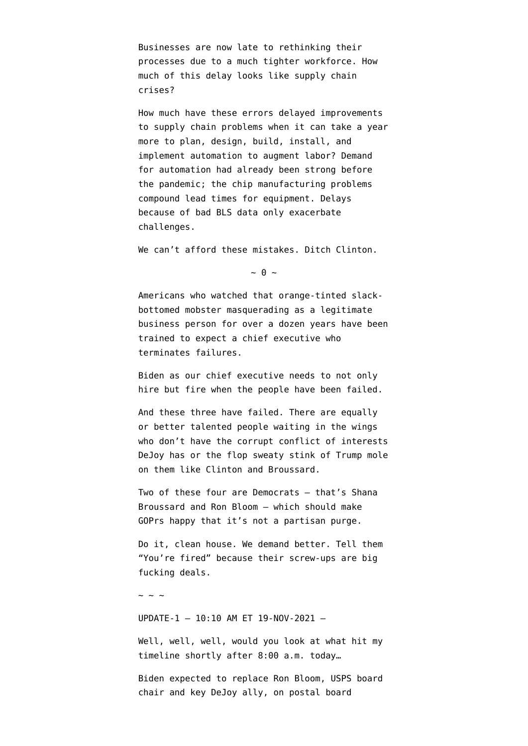Businesses are now late to rethinking their processes due to a much tighter workforce. How much of this delay looks like supply chain crises?

How much have these errors delayed improvements to supply chain problems when it can take a year more to plan, design, build, install, and implement automation to augment labor? Demand for automation had already been strong before the pandemic; the chip manufacturing problems compound lead times for equipment. Delays because of bad BLS data only exacerbate challenges.

We can't afford these mistakes. Ditch Clinton.

~ 0 ~

Americans who watched that orange-tinted slack-bottomed mobster masquerading as a legitimate business person for over a dozen years have been trained to expect a chief executive who terminates failures.

Biden as our chief executive needs to not only hire but fire when the people have been failed.

And these three have failed. There are equally or better talented people waiting in the wings who don't have the corrupt conflict of interests DeJoy has or the flop sweaty stink of Trump mole on them like Clinton and Broussard.

Two of these four are Democrats – that's Shana Broussard and Ron Bloom – which should make GOPrs happy that it's not a partisan purge.

Do it, clean house. We demand better. Tell them "You're fired" because their screw-ups are big fucking deals.

~ ~ ~

UPDATE-1 – 10:10 AM ET 19-NOV-2021 –

Well, well, well, would you look at what hit my timeline shortly after 8:00 a.m. today…

Biden expected to replace Ron Bloom, USPS board chair and key DeJoy ally, on postal board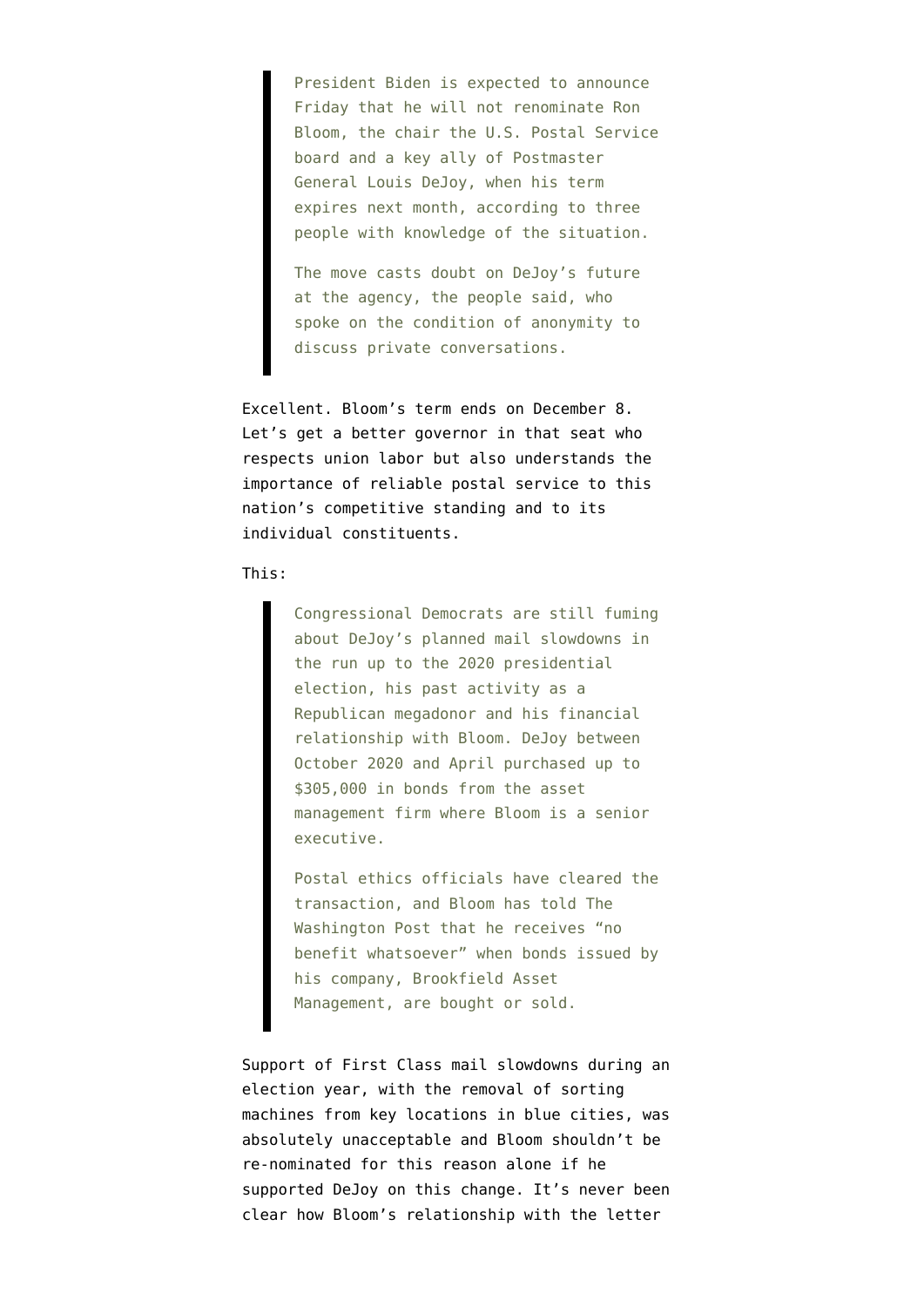> President Biden is expected to announce Friday that he will not renominate Ron Bloom, the chair the U.S. Postal Service board and a key ally of Postmaster General Louis DeJoy, when his term expires next month, according to three people with knowledge of the situation.
>
> The move casts doubt on DeJoy's future at the agency, the people said, who spoke on the condition of anonymity to discuss private conversations.

Excellent. Bloom's term ends on December 8. Let's get a better governor in that seat who respects union labor but also understands the importance of reliable postal service to this nation's competitive standing and to its individual constituents.

This:

> Congressional Democrats are still fuming about DeJoy's planned mail slowdowns in the run up to the 2020 presidential election, his past activity as a Republican megadonor and his financial relationship with Bloom. DeJoy between October 2020 and April purchased up to $305,000 in bonds from the asset management firm where Bloom is a senior executive.
>
> Postal ethics officials have cleared the transaction, and Bloom has told The Washington Post that he receives "no benefit whatsoever" when bonds issued by his company, Brookfield Asset Management, are bought or sold.

Support of First Class mail slowdowns during an election year, with the removal of sorting machines from key locations in blue cities, was absolutely unacceptable and Bloom shouldn't be re-nominated for this reason alone if he supported DeJoy on this change. It's never been clear how Bloom's relationship with the letter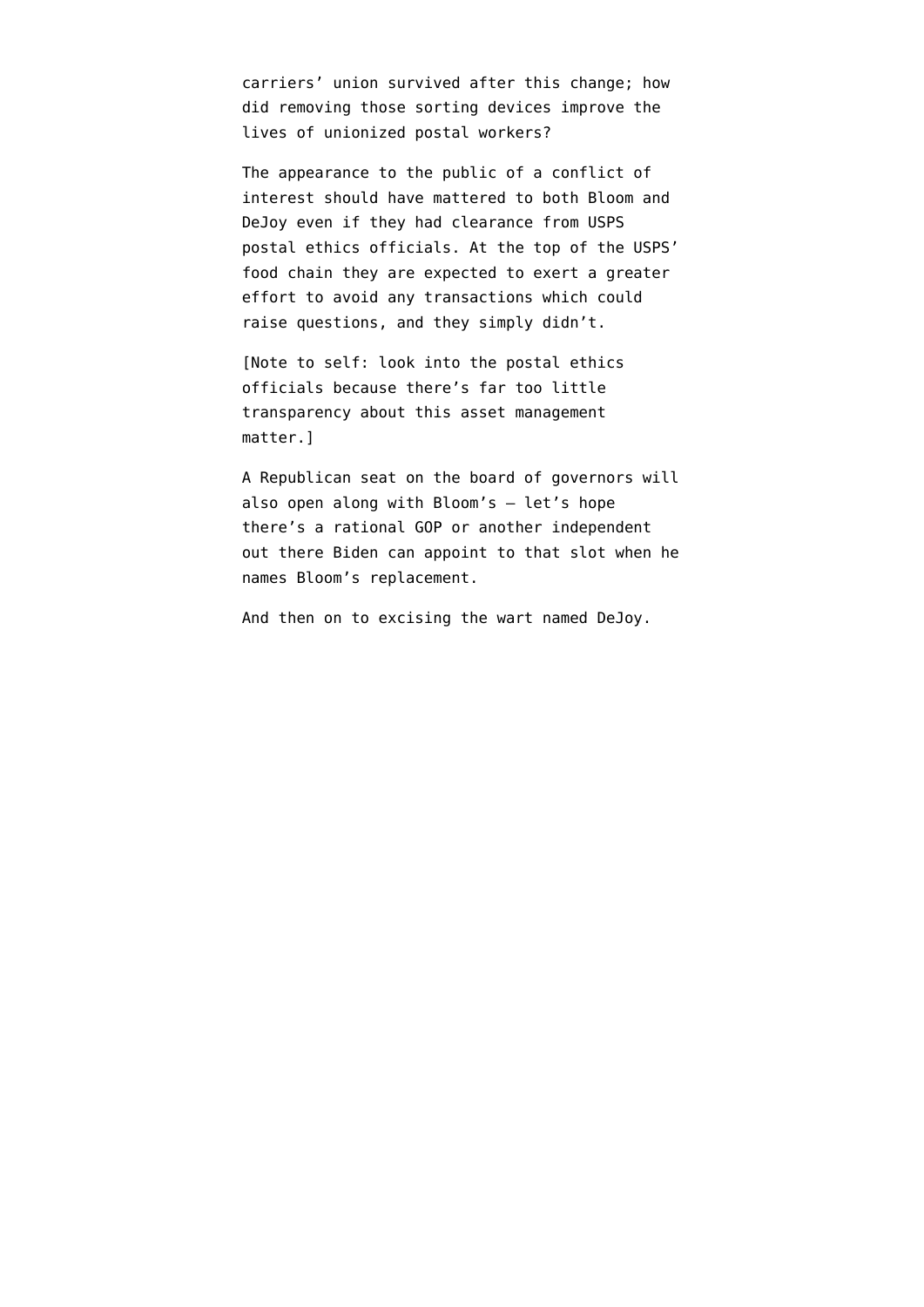carriers' union survived after this change; how did removing those sorting devices improve the lives of unionized postal workers?

The appearance to the public of a conflict of interest should have mattered to both Bloom and DeJoy even if they had clearance from USPS postal ethics officials. At the top of the USPS' food chain they are expected to exert a greater effort to avoid any transactions which could raise questions, and they simply didn't.

[Note to self: look into the postal ethics officials because there's far too little transparency about this asset management matter.]

A Republican seat on the board of governors will also open along with Bloom's — let's hope there's a rational GOP or another independent out there Biden can appoint to that slot when he names Bloom's replacement.

And then on to excising the wart named DeJoy.